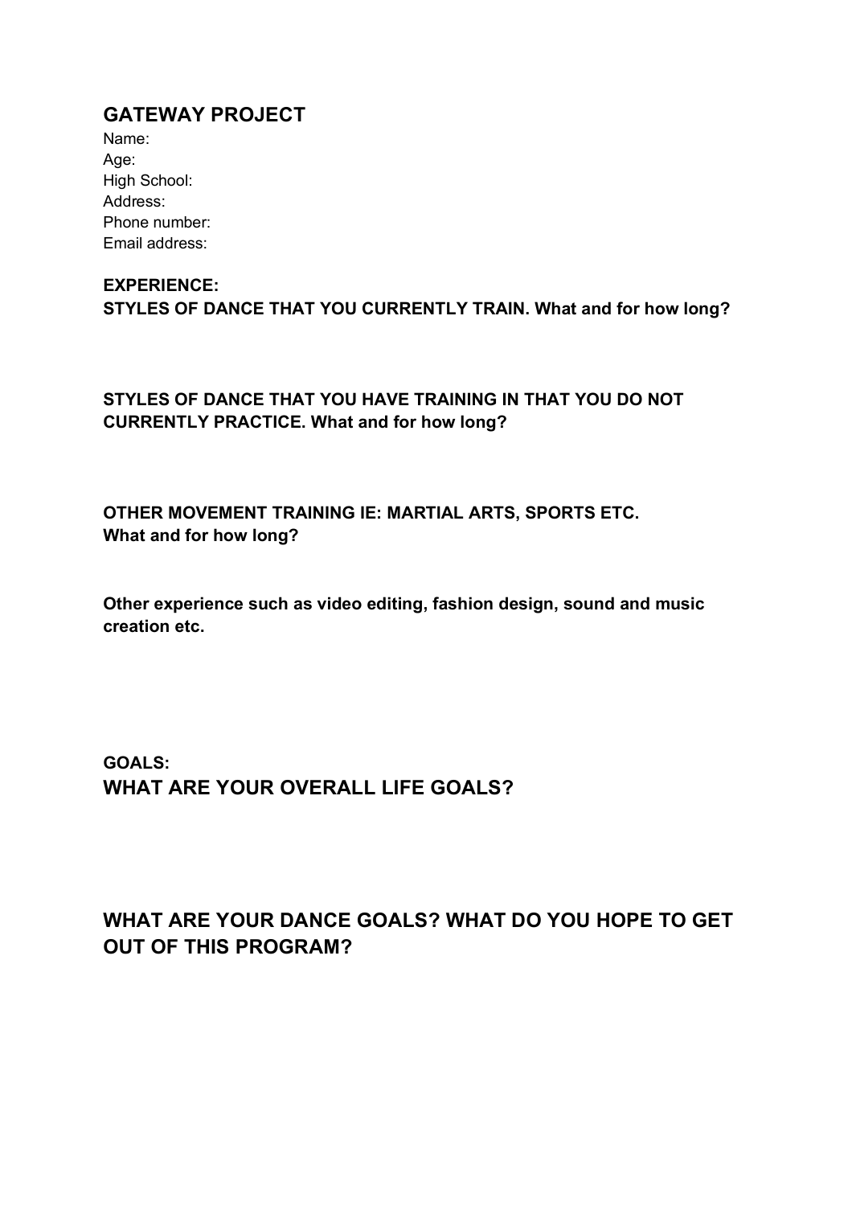## GATEWAY PROJECT

Name:
Age:
High School:
Address:
Phone number:
Email address:

**EXPERIENCE:**

**STYLES OF DANCE THAT YOU CURRENTLY TRAIN. What and for how long?**

**STYLES OF DANCE THAT YOU HAVE TRAINING IN THAT YOU DO NOT CURRENTLY PRACTICE. What and for how long?**

**OTHER MOVEMENT TRAINING IE: MARTIAL ARTS, SPORTS ETC. What and for how long?**

**Other experience such as video editing, fashion design, sound and music creation etc.**

**GOALS:**

### WHAT ARE YOUR OVERALL LIFE GOALS?

### WHAT ARE YOUR DANCE GOALS? WHAT DO YOU HOPE TO GET OUT OF THIS PROGRAM?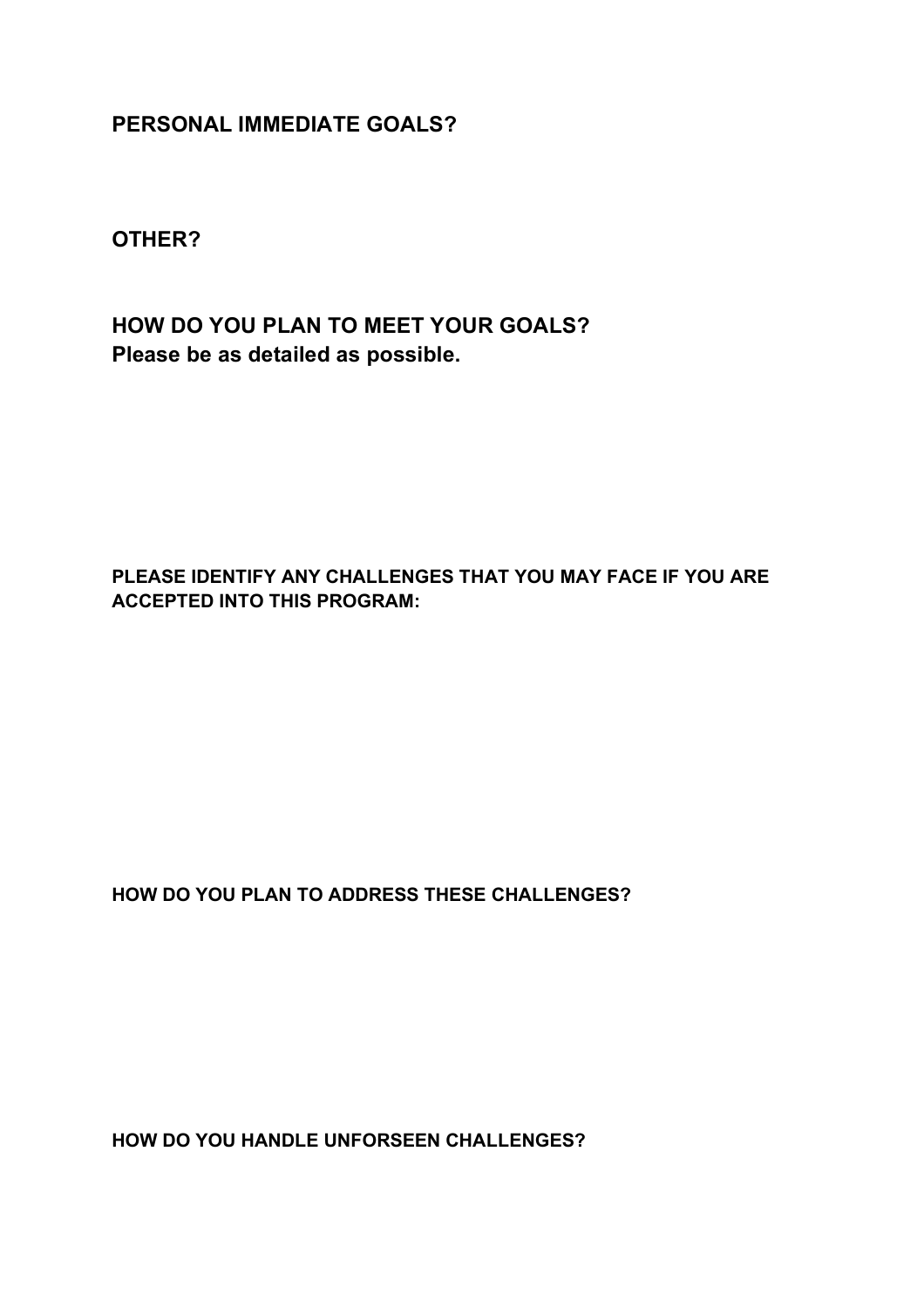**PERSONAL IMMEDIATE GOALS?**

**OTHER?**

**HOW DO YOU PLAN TO MEET YOUR GOALS?**
**Please be as detailed as possible.**

**PLEASE IDENTIFY ANY CHALLENGES THAT YOU MAY FACE IF YOU ARE ACCEPTED INTO THIS PROGRAM:**

**HOW DO YOU PLAN TO ADDRESS THESE CHALLENGES?**

**HOW DO YOU HANDLE UNFORSEEN CHALLENGES?**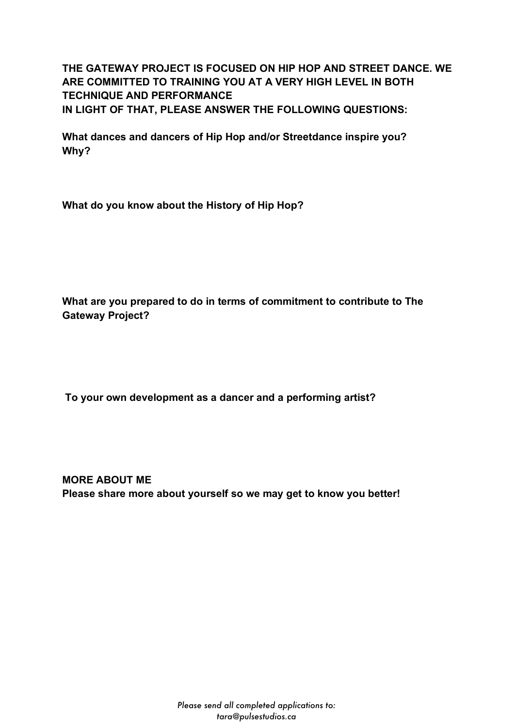**THE GATEWAY PROJECT IS FOCUSED ON HIP HOP AND STREET DANCE. WE ARE COMMITTED TO TRAINING YOU AT A VERY HIGH LEVEL IN BOTH TECHNIQUE AND PERFORMANCE**
**IN LIGHT OF THAT, PLEASE ANSWER THE FOLLOWING QUESTIONS:**

**What dances and dancers of Hip Hop and/or Streetdance inspire you? Why?**

**What do you know about the History of Hip Hop?**

**What are you prepared to do in terms of commitment to contribute to The Gateway Project?**

**To your own development as a dancer and a performing artist?**

**MORE ABOUT ME**
**Please share more about yourself so we may get to know you better!**

*Please send all completed applications to:*
*tara@pulsestudios.ca*